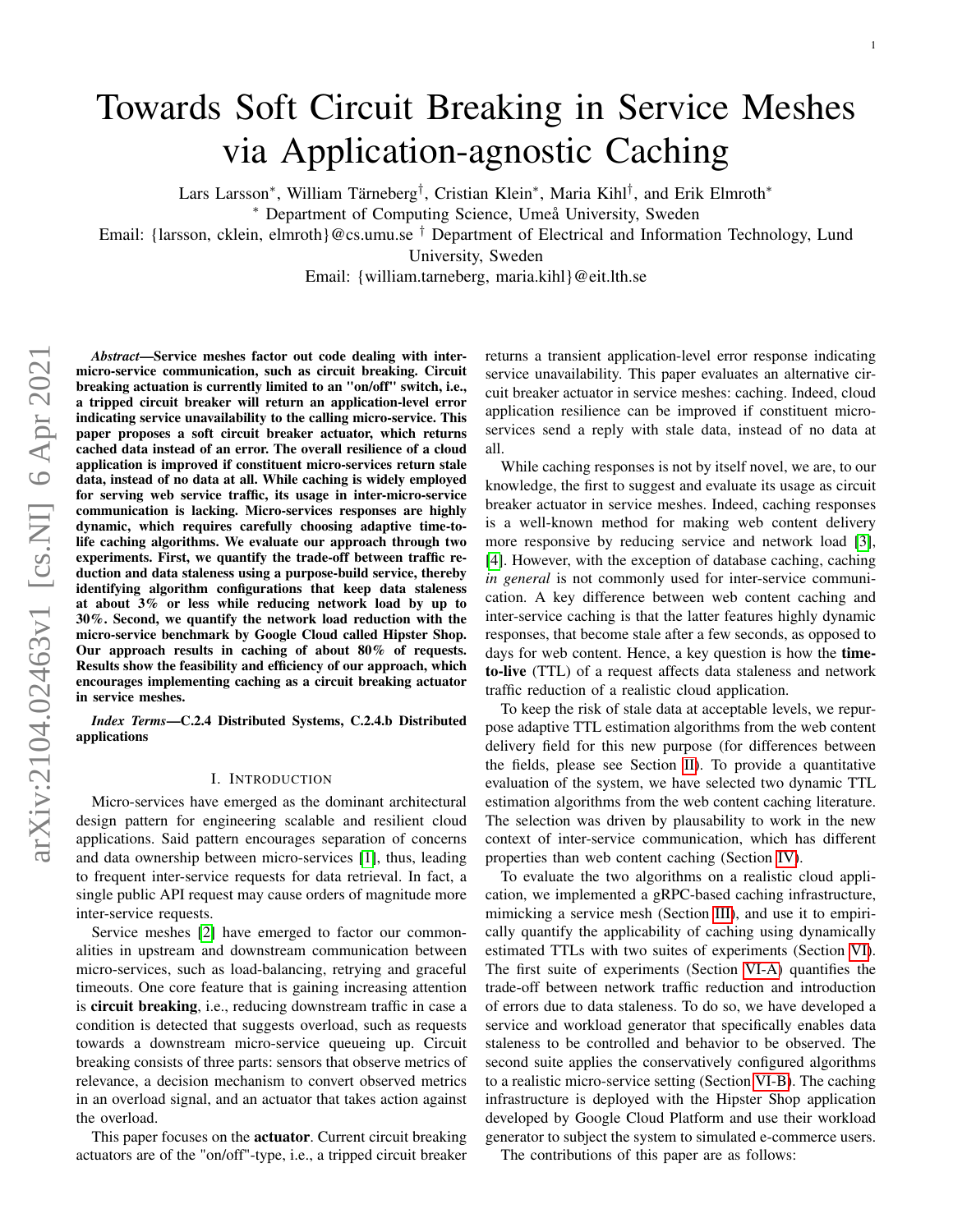# Towards Soft Circuit Breaking in Service Meshes via Application-agnostic Caching

Lars Larsson*, William Tärneberg†, Cristian Klein*, Maria Kihl†, and Erik Elmroth*

* Department of Computing Science, Umeå University, Sweden

Email: {larsson, cklein, elmroth}@cs.umu.se † Department of Electrical and Information Technology, Lund University, Sweden

Email: {william.tarneberg, maria.kihl}@eit.lth.se

***Abstract*—Service meshes factor out code dealing with inter-micro-service communication, such as circuit breaking. Circuit breaking actuation is currently limited to an "on/off" switch, i.e., a tripped circuit breaker will return an application-level error indicating service unavailability to the calling micro-service. This paper proposes a soft circuit breaker actuator, which returns cached data instead of an error. The overall resilience of a cloud application is improved if constituent micro-services return stale data, instead of no data at all. While caching is widely employed for serving web service traffic, its usage in inter-micro-service communication is lacking. Micro-services responses are highly dynamic, which requires carefully choosing adaptive time-to-life caching algorithms. We evaluate our approach through two experiments. First, we quantify the trade-off between traffic reduction and data staleness using a purpose-build service, thereby identifying algorithm configurations that keep data staleness at about 3% or less while reducing network load by up to 30%. Second, we quantify the network load reduction with the micro-service benchmark by Google Cloud called Hipster Shop. Our approach results in caching of about 80% of requests. Results show the feasibility and efficiency of our approach, which encourages implementing caching as a circuit breaking actuator in service meshes.**

***Index Terms*—C.2.4 Distributed Systems, C.2.4.b Distributed applications**

## I. Introduction

Micro-services have emerged as the dominant architectural design pattern for engineering scalable and resilient cloud applications. Said pattern encourages separation of concerns and data ownership between micro-services [1], thus, leading to frequent inter-service requests for data retrieval. In fact, a single public API request may cause orders of magnitude more inter-service requests.

Service meshes [2] have emerged to factor our commonalities in upstream and downstream communication between micro-services, such as load-balancing, retrying and graceful timeouts. One core feature that is gaining increasing attention is **circuit breaking**, i.e., reducing downstream traffic in case a condition is detected that suggests overload, such as requests towards a downstream micro-service queueing up. Circuit breaking consists of three parts: sensors that observe metrics of relevance, a decision mechanism to convert observed metrics in an overload signal, and an actuator that takes action against the overload.

This paper focuses on the **actuator**. Current circuit breaking actuators are of the "on/off"-type, i.e., a tripped circuit breaker returns a transient application-level error response indicating service unavailability. This paper evaluates an alternative circuit breaker actuator in service meshes: caching. Indeed, cloud application resilience can be improved if constituent micro-services send a reply with stale data, instead of no data at all.

While caching responses is not by itself novel, we are, to our knowledge, the first to suggest and evaluate its usage as circuit breaker actuator in service meshes. Indeed, caching responses is a well-known method for making web content delivery more responsive by reducing service and network load [3], [4]. However, with the exception of database caching, caching *in general* is not commonly used for inter-service communication. A key difference between web content caching and inter-service caching is that the latter features highly dynamic responses, that become stale after a few seconds, as opposed to days for web content. Hence, a key question is how the **time-to-live** (TTL) of a request affects data staleness and network traffic reduction of a realistic cloud application.

To keep the risk of stale data at acceptable levels, we repurpose adaptive TTL estimation algorithms from the web content delivery field for this new purpose (for differences between the fields, please see Section II). To provide a quantitative evaluation of the system, we have selected two dynamic TTL estimation algorithms from the web content caching literature. The selection was driven by plausability to work in the new context of inter-service communication, which has different properties than web content caching (Section IV).

To evaluate the two algorithms on a realistic cloud application, we implemented a gRPC-based caching infrastructure, mimicking a service mesh (Section III), and use it to empirically quantify the applicability of caching using dynamically estimated TTLs with two suites of experiments (Section VI). The first suite of experiments (Section VI-A) quantifies the trade-off between network traffic reduction and introduction of errors due to data staleness. To do so, we have developed a service and workload generator that specifically enables data staleness to be controlled and behavior to be observed. The second suite applies the conservatively configured algorithms to a realistic micro-service setting (Section VI-B). The caching infrastructure is deployed with the Hipster Shop application developed by Google Cloud Platform and use their workload generator to subject the system to simulated e-commerce users.

The contributions of this paper are as follows: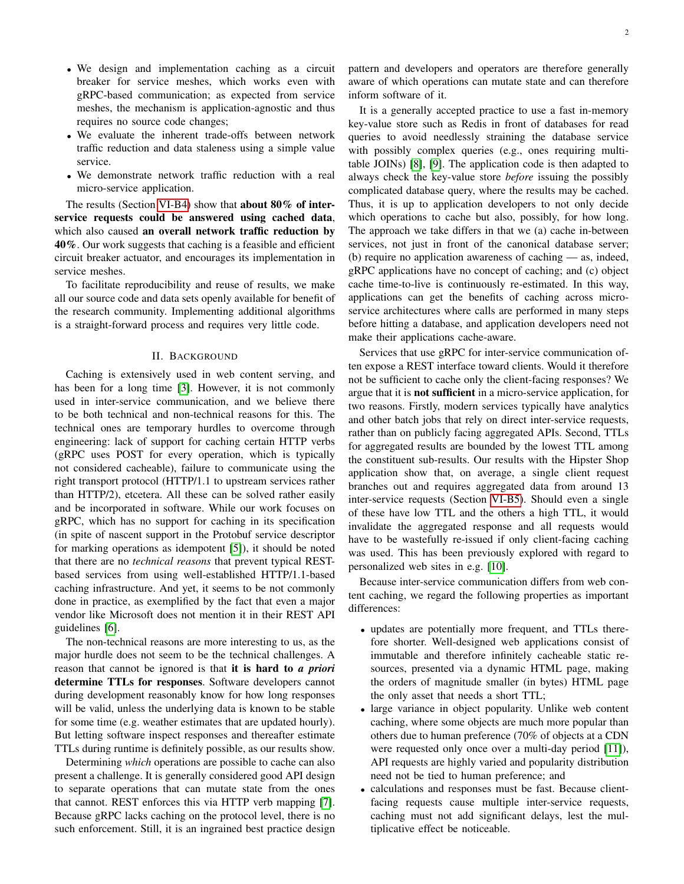- We design and implementation caching as a circuit breaker for service meshes, which works even with gRPC-based communication; as expected from service meshes, the mechanism is application-agnostic and thus requires no source code changes;
- We evaluate the inherent trade-offs between network traffic reduction and data staleness using a simple value service.
- We demonstrate network traffic reduction with a real micro-service application.

The results (Section VI-B4) show that **about 80% of inter-service requests could be answered using cached data**, which also caused **an overall network traffic reduction by 40%**. Our work suggests that caching is a feasible and efficient circuit breaker actuator, and encourages its implementation in service meshes.

To facilitate reproducibility and reuse of results, we make all our source code and data sets openly available for benefit of the research community. Implementing additional algorithms is a straight-forward process and requires very little code.

## II. Background

Caching is extensively used in web content serving, and has been for a long time [3]. However, it is not commonly used in inter-service communication, and we believe there to be both technical and non-technical reasons for this. The technical ones are temporary hurdles to overcome through engineering: lack of support for caching certain HTTP verbs (gRPC uses POST for every operation, which is typically not considered cacheable), failure to communicate using the right transport protocol (HTTP/1.1 to upstream services rather than HTTP/2), etcetera. All these can be solved rather easily and be incorporated in software. While our work focuses on gRPC, which has no support for caching in its specification (in spite of nascent support in the Protobuf service descriptor for marking operations as idempotent [5]), it should be noted that there are no *technical reasons* that prevent typical REST-based services from using well-established HTTP/1.1-based caching infrastructure. And yet, it seems to be not commonly done in practice, as exemplified by the fact that even a major vendor like Microsoft does not mention it in their REST API guidelines [6].

The non-technical reasons are more interesting to us, as the major hurdle does not seem to be the technical challenges. A reason that cannot be ignored is that **it is hard to *a priori* determine TTLs for responses**. Software developers cannot during development reasonably know for how long responses will be valid, unless the underlying data is known to be stable for some time (e.g. weather estimates that are updated hourly). But letting software inspect responses and thereafter estimate TTLs during runtime is definitely possible, as our results show.

Determining *which* operations are possible to cache can also present a challenge. It is generally considered good API design to separate operations that can mutate state from the ones that cannot. REST enforces this via HTTP verb mapping [7]. Because gRPC lacks caching on the protocol level, there is no such enforcement. Still, it is an ingrained best practice design pattern and developers and operators are therefore generally aware of which operations can mutate state and can therefore inform software of it.

It is a generally accepted practice to use a fast in-memory key-value store such as Redis in front of databases for read queries to avoid needlessly straining the database service with possibly complex queries (e.g., ones requiring multi-table JOINs) [8], [9]. The application code is then adapted to always check the key-value store *before* issuing the possibly complicated database query, where the results may be cached. Thus, it is up to application developers to not only decide which operations to cache but also, possibly, for how long. The approach we take differs in that we (a) cache in-between services, not just in front of the canonical database server; (b) require no application awareness of caching — as, indeed, gRPC applications have no concept of caching; and (c) object cache time-to-live is continuously re-estimated. In this way, applications can get the benefits of caching across micro-service architectures where calls are performed in many steps before hitting a database, and application developers need not make their applications cache-aware.

Services that use gRPC for inter-service communication often expose a REST interface toward clients. Would it therefore not be sufficient to cache only the client-facing responses? We argue that it is **not sufficient** in a micro-service application, for two reasons. Firstly, modern services typically have analytics and other batch jobs that rely on direct inter-service requests, rather than on publicly facing aggregated APIs. Second, TTLs for aggregated results are bounded by the lowest TTL among the constituent sub-results. Our results with the Hipster Shop application show that, on average, a single client request branches out and requires aggregated data from around 13 inter-service requests (Section VI-B5). Should even a single of these have low TTL and the others a high TTL, it would invalidate the aggregated response and all requests would have to be wastefully re-issued if only client-facing caching was used. This has been previously explored with regard to personalized web sites in e.g. [10].

Because inter-service communication differs from web content caching, we regard the following properties as important differences:

- updates are potentially more frequent, and TTLs therefore shorter. Well-designed web applications consist of immutable and therefore infinitely cacheable static resources, presented via a dynamic HTML page, making the orders of magnitude smaller (in bytes) HTML page the only asset that needs a short TTL;
- large variance in object popularity. Unlike web content caching, where some objects are much more popular than others due to human preference (70% of objects at a CDN were requested only once over a multi-day period [11]), API requests are highly varied and popularity distribution need not be tied to human preference; and
- calculations and responses must be fast. Because client-facing requests cause multiple inter-service requests, caching must not add significant delays, lest the multiplicative effect be noticeable.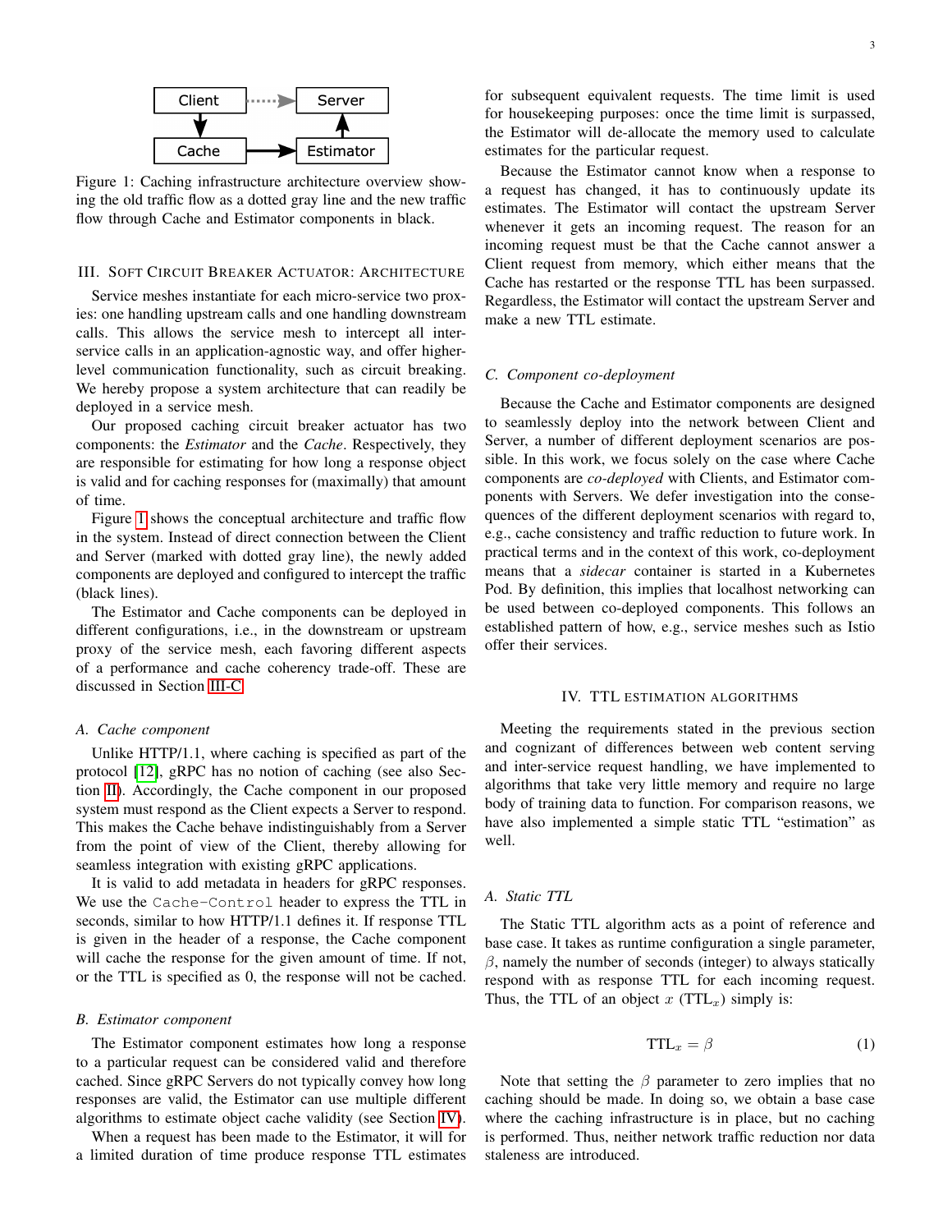Figure 1: Caching infrastructure architecture overview showing the old traffic flow as a dotted gray line and the new traffic flow through Cache and Estimator components in black.

## III. Soft Circuit Breaker Actuator: Architecture

Service meshes instantiate for each micro-service two proxies: one handling upstream calls and one handling downstream calls. This allows the service mesh to intercept all inter-service calls in an application-agnostic way, and offer higher-level communication functionality, such as circuit breaking. We hereby propose a system architecture that can readily be deployed in a service mesh.

Our proposed caching circuit breaker actuator has two components: the *Estimator* and the *Cache*. Respectively, they are responsible for estimating for how long a response object is valid and for caching responses for (maximally) that amount of time.

Figure 1 shows the conceptual architecture and traffic flow in the system. Instead of direct connection between the Client and Server (marked with dotted gray line), the newly added components are deployed and configured to intercept the traffic (black lines).

The Estimator and Cache components can be deployed in different configurations, i.e., in the downstream or upstream proxy of the service mesh, each favoring different aspects of a performance and cache coherency trade-off. These are discussed in Section III-C.

### A. Cache component

Unlike HTTP/1.1, where caching is specified as part of the protocol [12], gRPC has no notion of caching (see also Section II). Accordingly, the Cache component in our proposed system must respond as the Client expects a Server to respond. This makes the Cache behave indistinguishably from a Server from the point of view of the Client, thereby allowing for seamless integration with existing gRPC applications.

It is valid to add metadata in headers for gRPC responses. We use the `Cache-Control` header to express the TTL in seconds, similar to how HTTP/1.1 defines it. If response TTL is given in the header of a response, the Cache component will cache the response for the given amount of time. If not, or the TTL is specified as 0, the response will not be cached.

### B. Estimator component

The Estimator component estimates how long a response to a particular request can be considered valid and therefore cached. Since gRPC Servers do not typically convey how long responses are valid, the Estimator can use multiple different algorithms to estimate object cache validity (see Section IV).

When a request has been made to the Estimator, it will for a limited duration of time produce response TTL estimates for subsequent equivalent requests. The time limit is used for housekeeping purposes: once the time limit is surpassed, the Estimator will de-allocate the memory used to calculate estimates for the particular request.

Because the Estimator cannot know when a response to a request has changed, it has to continuously update its estimates. The Estimator will contact the upstream Server whenever it gets an incoming request. The reason for an incoming request must be that the Cache cannot answer a Client request from memory, which either means that the Cache has restarted or the response TTL has been surpassed. Regardless, the Estimator will contact the upstream Server and make a new TTL estimate.

### C. Component co-deployment

Because the Cache and Estimator components are designed to seamlessly deploy into the network between Client and Server, a number of different deployment scenarios are possible. In this work, we focus solely on the case where Cache components are *co-deployed* with Clients, and Estimator components with Servers. We defer investigation into the consequences of the different deployment scenarios with regard to, e.g., cache consistency and traffic reduction to future work. In practical terms and in the context of this work, co-deployment means that a *sidecar* container is started in a Kubernetes Pod. By definition, this implies that localhost networking can be used between co-deployed components. This follows an established pattern of how, e.g., service meshes such as Istio offer their services.

## IV. TTL Estimation Algorithms

Meeting the requirements stated in the previous section and cognizant of differences between web content serving and inter-service request handling, we have implemented to algorithms that take very little memory and require no large body of training data to function. For comparison reasons, we have also implemented a simple static TTL "estimation" as well.

### A. Static TTL

The Static TTL algorithm acts as a point of reference and base case. It takes as runtime configuration a single parameter, $\beta$, namely the number of seconds (integer) to always statically respond with as response TTL for each incoming request. Thus, the TTL of an object $x$ ($\text{TTL}_x$) simply is:

$$\text{TTL}_x = \beta \tag{1}$$

Note that setting the $\beta$ parameter to zero implies that no caching should be made. In doing so, we obtain a base case where the caching infrastructure is in place, but no caching is performed. Thus, neither network traffic reduction nor data staleness are introduced.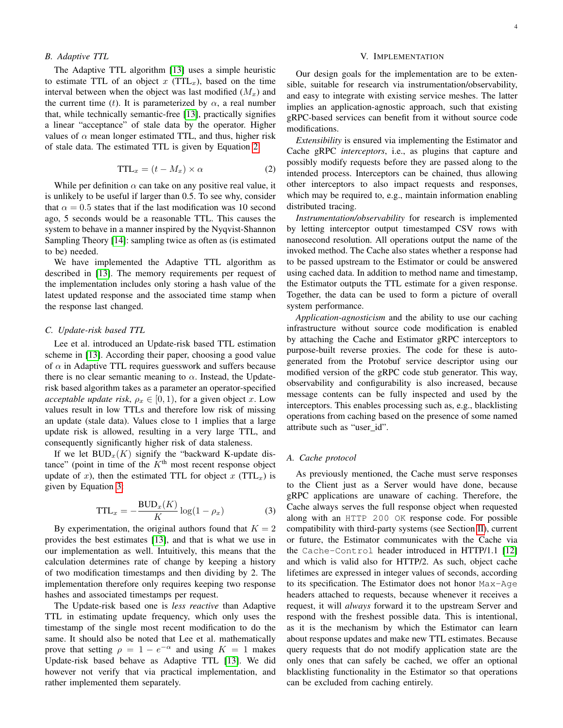### B. Adaptive TTL

The Adaptive TTL algorithm [13] uses a simple heuristic to estimate TTL of an object $x$ ($\text{TTL}_x$), based on the time interval between when the object was last modified ($M_x$) and the current time ($t$). It is parameterized by $\alpha$, a real number that, while technically semantic-free [13], practically signifies a linear "acceptance" of stale data by the operator. Higher values of $\alpha$ mean longer estimated TTL, and thus, higher risk of stale data. The estimated TTL is given by Equation 2.

$$\text{TTL}_x = (t - M_x) \times \alpha \tag{2}$$

While per definition $\alpha$ can take on any positive real value, it is unlikely to be useful if larger than 0.5. To see why, consider that $\alpha = 0.5$ states that if the last modification was 10 second ago, 5 seconds would be a reasonable TTL. This causes the system to behave in a manner inspired by the Nyqvist-Shannon Sampling Theory [14]: sampling twice as often as (is estimated to be) needed.

We have implemented the Adaptive TTL algorithm as described in [13]. The memory requirements per request of the implementation includes only storing a hash value of the latest updated response and the associated time stamp when the response last changed.

### C. Update-risk based TTL

Lee et al. introduced an Update-risk based TTL estimation scheme in [13]. According their paper, choosing a good value of $\alpha$ in Adaptive TTL requires guesswork and suffers because there is no clear semantic meaning to $\alpha$. Instead, the Update-risk based algorithm takes as a parameter an operator-specified *acceptable update risk*, $\rho_x \in [0, 1)$, for a given object $x$. Low values result in low TTLs and therefore low risk of missing an update (stale data). Values close to 1 implies that a large update risk is allowed, resulting in a very large TTL, and consequently significantly higher risk of data staleness.

If we let $\text{BUD}_x(K)$ signify the "backward K-update distance" (point in time of the $K^{\text{th}}$ most recent response object update of $x$), then the estimated TTL for object $x$ ($\text{TTL}_x$) is given by Equation 3:

$$\text{TTL}_x = -\frac{\text{BUD}_x(K)}{K} \log(1 - \rho_x) \tag{3}$$

By experimentation, the original authors found that $K = 2$ provides the best estimates [13], and that is what we use in our implementation as well. Intuitively, this means that the calculation determines rate of change by keeping a history of two modification timestamps and then dividing by 2. The implementation therefore only requires keeping two response hashes and associated timestamps per request.

The Update-risk based one is *less reactive* than Adaptive TTL in estimating update frequency, which only uses the timestamp of the single most recent modification to do the same. It should also be noted that Lee et al. mathematically prove that setting $\rho = 1 - e^{-\alpha}$ and using $K = 1$ makes Update-risk based behave as Adaptive TTL [13]. We did however not verify that via practical implementation, and rather implemented them separately.

## V. Implementation

Our design goals for the implementation are to be extensible, suitable for research via instrumentation/observability, and easy to integrate with existing service meshes. The latter implies an application-agnostic approach, such that existing gRPC-based services can benefit from it without source code modifications.

*Extensibility* is ensured via implementing the Estimator and Cache gRPC *interceptors*, i.e., as plugins that capture and possibly modify requests before they are passed along to the intended process. Interceptors can be chained, thus allowing other interceptors to also impact requests and responses, which may be required to, e.g., maintain information enabling distributed tracing.

*Instrumentation/observability* for research is implemented by letting interceptor output timestamped CSV rows with nanosecond resolution. All operations output the name of the invoked method. The Cache also states whether a response had to be passed upstream to the Estimator or could be answered using cached data. In addition to method name and timestamp, the Estimator outputs the TTL estimate for a given response. Together, the data can be used to form a picture of overall system performance.

*Application-agnosticism* and the ability to use our caching infrastructure without source code modification is enabled by attaching the Cache and Estimator gRPC interceptors to purpose-built reverse proxies. The code for these is auto-generated from the Protobuf service descriptor using our modified version of the gRPC code stub generator. This way, observability and configurability is also increased, because message contents can be fully inspected and used by the interceptors. This enables processing such as, e.g., blacklisting operations from caching based on the presence of some named attribute such as "user_id".

### A. Cache protocol

As previously mentioned, the Cache must serve responses to the Client just as a Server would have done, because gRPC applications are unaware of caching. Therefore, the Cache always serves the full response object when requested along with an `HTTP 200 OK` response code. For possible compatibility with third-party systems (see Section II), current or future, the Estimator communicates with the Cache via the `Cache-Control` header introduced in HTTP/1.1 [12] and which is valid also for HTTP/2. As such, object cache lifetimes are expressed in integer values of seconds, according to its specification. The Estimator does not honor `Max-Age` headers attached to requests, because whenever it receives a request, it will *always* forward it to the upstream Server and respond with the freshest possible data. This is intentional, as it is the mechanism by which the Estimator can learn about response updates and make new TTL estimates. Because query requests that do not modify application state are the only ones that can safely be cached, we offer an optional blacklisting functionality in the Estimator so that operations can be excluded from caching entirely.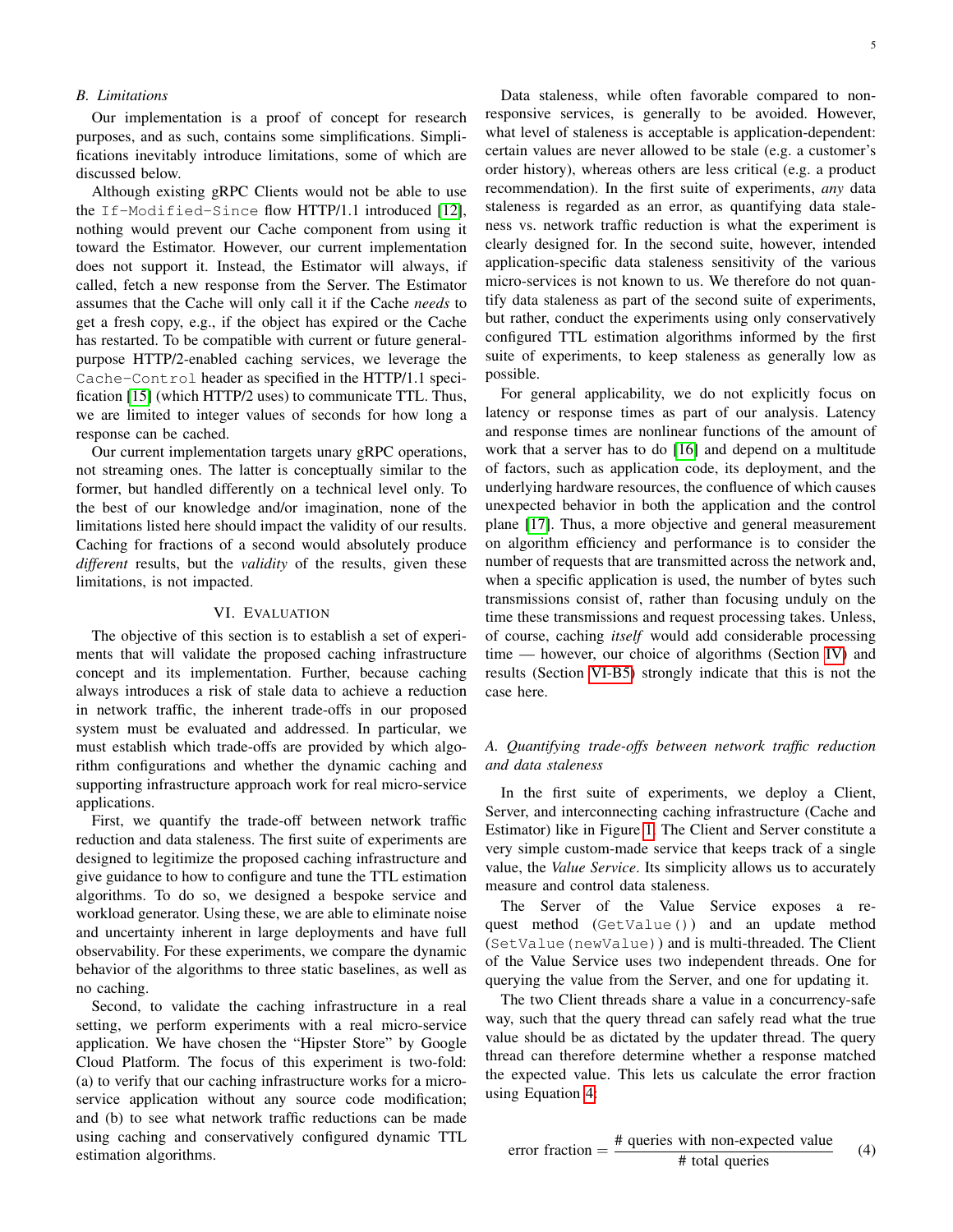### B. Limitations

Our implementation is a proof of concept for research purposes, and as such, contains some simplifications. Simplifications inevitably introduce limitations, some of which are discussed below.

Although existing gRPC Clients would not be able to use the `If-Modified-Since` flow HTTP/1.1 introduced [12], nothing would prevent our Cache component from using it toward the Estimator. However, our current implementation does not support it. Instead, the Estimator will always, if called, fetch a new response from the Server. The Estimator assumes that the Cache will only call it if the Cache *needs* to get a fresh copy, e.g., if the object has expired or the Cache has restarted. To be compatible with current or future general-purpose HTTP/2-enabled caching services, we leverage the `Cache-Control` header as specified in the HTTP/1.1 specification [15] (which HTTP/2 uses) to communicate TTL. Thus, we are limited to integer values of seconds for how long a response can be cached.

Our current implementation targets unary gRPC operations, not streaming ones. The latter is conceptually similar to the former, but handled differently on a technical level only. To the best of our knowledge and/or imagination, none of the limitations listed here should impact the validity of our results. Caching for fractions of a second would absolutely produce *different* results, but the *validity* of the results, given these limitations, is not impacted.

## VI. Evaluation

The objective of this section is to establish a set of experiments that will validate the proposed caching infrastructure concept and its implementation. Further, because caching always introduces a risk of stale data to achieve a reduction in network traffic, the inherent trade-offs in our proposed system must be evaluated and addressed. In particular, we must establish which trade-offs are provided by which algorithm configurations and whether the dynamic caching and supporting infrastructure approach work for real micro-service applications.

First, we quantify the trade-off between network traffic reduction and data staleness. The first suite of experiments are designed to legitimize the proposed caching infrastructure and give guidance to how to configure and tune the TTL estimation algorithms. To do so, we designed a bespoke service and workload generator. Using these, we are able to eliminate noise and uncertainty inherent in large deployments and have full observability. For these experiments, we compare the dynamic behavior of the algorithms to three static baselines, as well as no caching.

Second, to validate the caching infrastructure in a real setting, we perform experiments with a real micro-service application. We have chosen the "Hipster Store" by Google Cloud Platform. The focus of this experiment is two-fold: (a) to verify that our caching infrastructure works for a micro-service application without any source code modification; and (b) to see what network traffic reductions can be made using caching and conservatively configured dynamic TTL estimation algorithms.

Data staleness, while often favorable compared to non-responsive services, is generally to be avoided. However, what level of staleness is acceptable is application-dependent: certain values are never allowed to be stale (e.g. a customer's order history), whereas others are less critical (e.g. a product recommendation). In the first suite of experiments, *any* data staleness is regarded as an error, as quantifying data staleness vs. network traffic reduction is what the experiment is clearly designed for. In the second suite, however, intended application-specific data staleness sensitivity of the various micro-services is not known to us. We therefore do not quantify data staleness as part of the second suite of experiments, but rather, conduct the experiments using only conservatively configured TTL estimation algorithms informed by the first suite of experiments, to keep staleness as generally low as possible.

For general applicability, we do not explicitly focus on latency or response times as part of our analysis. Latency and response times are nonlinear functions of the amount of work that a server has to do [16] and depend on a multitude of factors, such as application code, its deployment, and the underlying hardware resources, the confluence of which causes unexpected behavior in both the application and the control plane [17]. Thus, a more objective and general measurement on algorithm efficiency and performance is to consider the number of requests that are transmitted across the network and, when a specific application is used, the number of bytes such transmissions consist of, rather than focusing unduly on the time these transmissions and request processing takes. Unless, of course, caching *itself* would add considerable processing time — however, our choice of algorithms (Section IV) and results (Section VI-B5) strongly indicate that this is not the case here.

### A. Quantifying trade-offs between network traffic reduction and data staleness

In the first suite of experiments, we deploy a Client, Server, and interconnecting caching infrastructure (Cache and Estimator) like in Figure 1. The Client and Server constitute a very simple custom-made service that keeps track of a single value, the *Value Service*. Its simplicity allows us to accurately measure and control data staleness.

The Server of the Value Service exposes a request method (`GetValue()`) and an update method (`SetValue(newValue)`) and is multi-threaded. The Client of the Value Service uses two independent threads. One for querying the value from the Server, and one for updating it.

The two Client threads share a value in a concurrency-safe way, such that the query thread can safely read what the true value should be as dictated by the updater thread. The query thread can therefore determine whether a response matched the expected value. This lets us calculate the error fraction using Equation 4.

$$\text{error fraction} = \frac{\text{\# queries with non-expected value}}{\text{\# total queries}} \tag{4}$$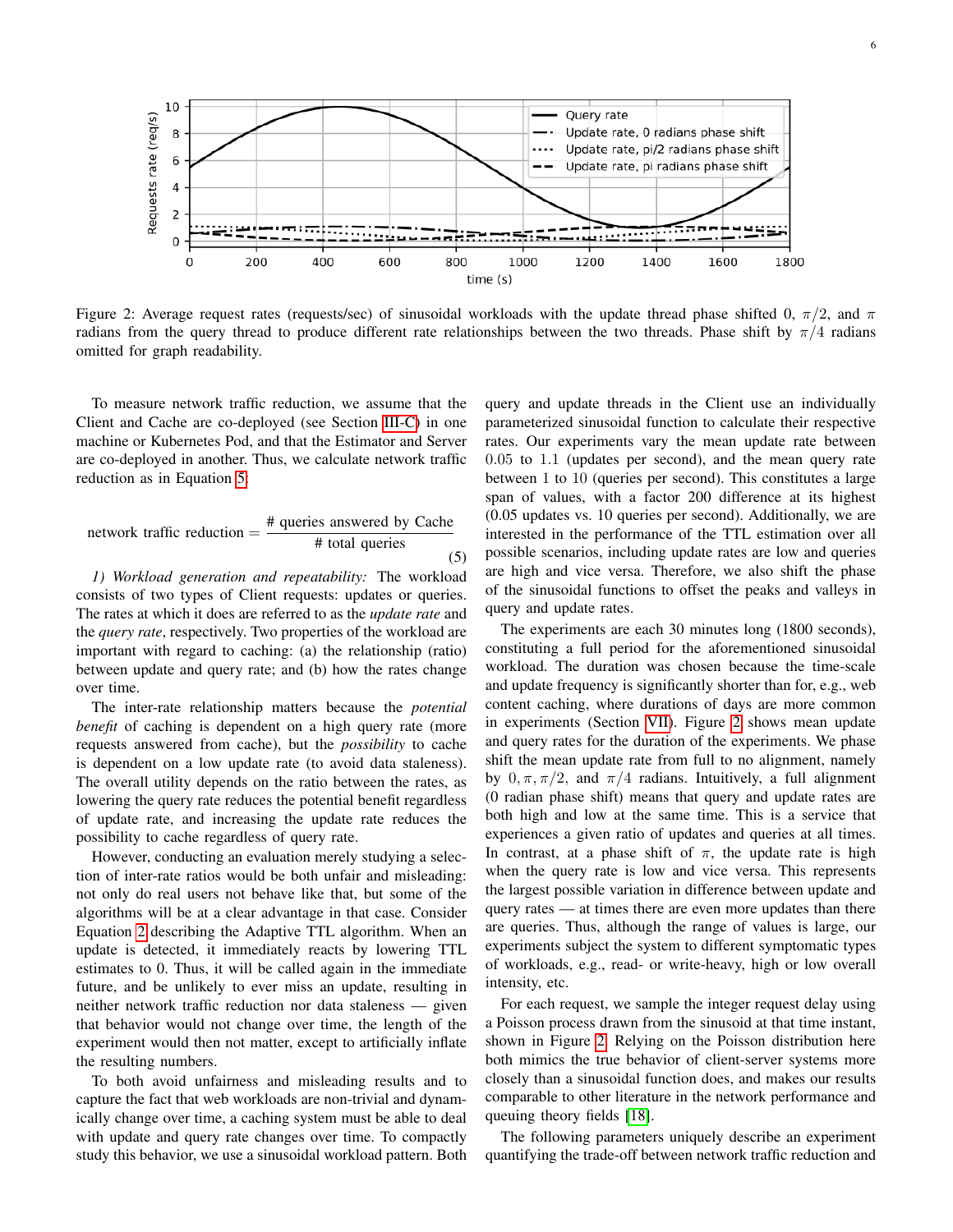Figure 2: Average request rates (requests/sec) of sinusoidal workloads with the update thread phase shifted 0, $\pi/2$, and $\pi$ radians from the query thread to produce different rate relationships between the two threads. Phase shift by $\pi/4$ radians omitted for graph readability.

To measure network traffic reduction, we assume that the Client and Cache are co-deployed (see Section III-C) in one machine or Kubernetes Pod, and that the Estimator and Server are co-deployed in another. Thus, we calculate network traffic reduction as in Equation 5:

$$\text{network traffic reduction} = \frac{\text{\# queries answered by Cache}}{\text{\# total queries}} \tag{5}$$

*1) Workload generation and repeatability:* The workload consists of two types of Client requests: updates or queries. The rates at which it does are referred to as the *update rate* and the *query rate*, respectively. Two properties of the workload are important with regard to caching: (a) the relationship (ratio) between update and query rate; and (b) how the rates change over time.

The inter-rate relationship matters because the *potential benefit* of caching is dependent on a high query rate (more requests answered from cache), but the *possibility* to cache is dependent on a low update rate (to avoid data staleness). The overall utility depends on the ratio between the rates, as lowering the query rate reduces the potential benefit regardless of update rate, and increasing the update rate reduces the possibility to cache regardless of query rate.

However, conducting an evaluation merely studying a selection of inter-rate ratios would be both unfair and misleading: not only do real users not behave like that, but some of the algorithms will be at a clear advantage in that case. Consider Equation 2 describing the Adaptive TTL algorithm. When an update is detected, it immediately reacts by lowering TTL estimates to 0. Thus, it will be called again in the immediate future, and be unlikely to ever miss an update, resulting in neither network traffic reduction nor data staleness — given that behavior would not change over time, the length of the experiment would then not matter, except to artificially inflate the resulting numbers.

To both avoid unfairness and misleading results and to capture the fact that web workloads are non-trivial and dynamically change over time, a caching system must be able to deal with update and query rate changes over time. To compactly study this behavior, we use a sinusoidal workload pattern. Both query and update threads in the Client use an individually parameterized sinusoidal function to calculate their respective rates. Our experiments vary the mean update rate between 0.05 to 1.1 (updates per second), and the mean query rate between 1 to 10 (queries per second). This constitutes a large span of values, with a factor 200 difference at its highest (0.05 updates vs. 10 queries per second). Additionally, we are interested in the performance of the TTL estimation over all possible scenarios, including update rates are low and queries are high and vice versa. Therefore, we also shift the phase of the sinusoidal functions to offset the peaks and valleys in query and update rates.

The experiments are each 30 minutes long (1800 seconds), constituting a full period for the aforementioned sinusoidal workload. The duration was chosen because the time-scale and update frequency is significantly shorter than for, e.g., web content caching, where durations of days are more common in experiments (Section VII). Figure 2 shows mean update and query rates for the duration of the experiments. We phase shift the mean update rate from full to no alignment, namely by $0, \pi, \pi/2,$ and $\pi/4$ radians. Intuitively, a full alignment (0 radian phase shift) means that query and update rates are both high and low at the same time. This is a service that experiences a given ratio of updates and queries at all times. In contrast, at a phase shift of $\pi$, the update rate is high when the query rate is low and vice versa. This represents the largest possible variation in difference between update and query rates — at times there are even more updates than there are queries. Thus, although the range of values is large, our experiments subject the system to different symptomatic types of workloads, e.g., read- or write-heavy, high or low overall intensity, etc.

For each request, we sample the integer request delay using a Poisson process drawn from the sinusoid at that time instant, shown in Figure 2. Relying on the Poisson distribution here both mimics the true behavior of client-server systems more closely than a sinusoidal function does, and makes our results comparable to other literature in the network performance and queuing theory fields [18].

The following parameters uniquely describe an experiment quantifying the trade-off between network traffic reduction and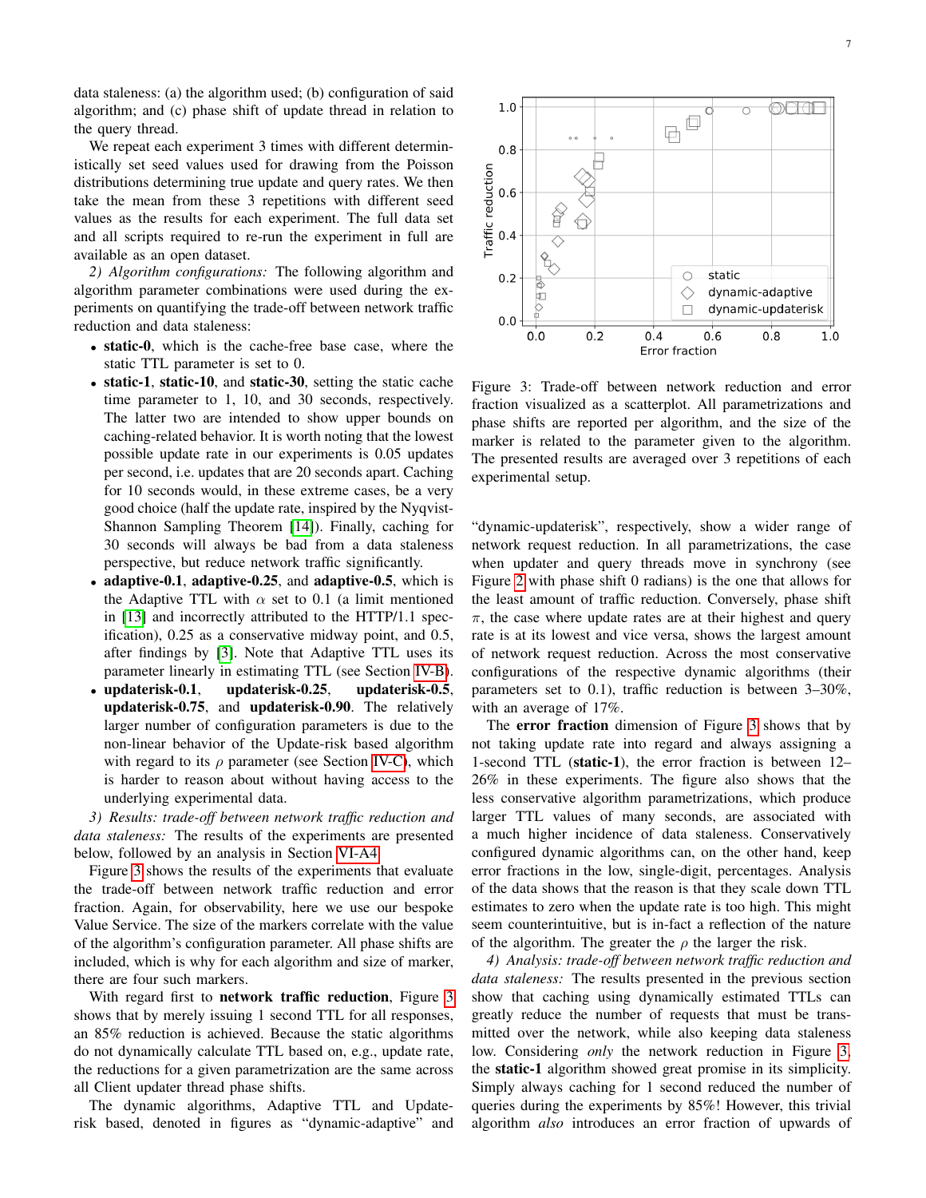data staleness: (a) the algorithm used; (b) configuration of said algorithm; and (c) phase shift of update thread in relation to the query thread.

We repeat each experiment 3 times with different deterministically set seed values used for drawing from the Poisson distributions determining true update and query rates. We then take the mean from these 3 repetitions with different seed values as the results for each experiment. The full data set and all scripts required to re-run the experiment in full are available as an open dataset.

*2) Algorithm configurations:* The following algorithm and algorithm parameter combinations were used during the experiments on quantifying the trade-off between network traffic reduction and data staleness:

- **static-0**, which is the cache-free base case, where the static TTL parameter is set to 0.
- **static-1**, **static-10**, and **static-30**, setting the static cache time parameter to 1, 10, and 30 seconds, respectively. The latter two are intended to show upper bounds on caching-related behavior. It is worth noting that the lowest possible update rate in our experiments is 0.05 updates per second, i.e. updates that are 20 seconds apart. Caching for 10 seconds would, in these extreme cases, be a very good choice (half the update rate, inspired by the Nyqvist-Shannon Sampling Theorem [14]). Finally, caching for 30 seconds will always be bad from a data staleness perspective, but reduce network traffic significantly.
- **adaptive-0.1**, **adaptive-0.25**, and **adaptive-0.5**, which is the Adaptive TTL with $\alpha$ set to 0.1 (a limit mentioned in [13] and incorrectly attributed to the HTTP/1.1 specification), 0.25 as a conservative midway point, and 0.5, after findings by [3]. Note that Adaptive TTL uses its parameter linearly in estimating TTL (see Section IV-B).
- **updaterisk-0.1**, **updaterisk-0.25**, **updaterisk-0.5**, **updaterisk-0.75**, and **updaterisk-0.90**. The relatively larger number of configuration parameters is due to the non-linear behavior of the Update-risk based algorithm with regard to its $\rho$ parameter (see Section IV-C), which is harder to reason about without having access to the underlying experimental data.

*3) Results: trade-off between network traffic reduction and data staleness:* The results of the experiments are presented below, followed by an analysis in Section VI-A4.

Figure 3 shows the results of the experiments that evaluate the trade-off between network traffic reduction and error fraction. Again, for observability, here we use our bespoke Value Service. The size of the markers correlate with the value of the algorithm's configuration parameter. All phase shifts are included, which is why for each algorithm and size of marker, there are four such markers.

With regard first to **network traffic reduction**, Figure 3 shows that by merely issuing 1 second TTL for all responses, an 85% reduction is achieved. Because the static algorithms do not dynamically calculate TTL based on, e.g., update rate, the reductions for a given parametrization are the same across all Client updater thread phase shifts.

The dynamic algorithms, Adaptive TTL and Update-risk based, denoted in figures as "dynamic-adaptive" and

Figure 3: Trade-off between network reduction and error fraction visualized as a scatterplot. All parametrizations and phase shifts are reported per algorithm, and the size of the marker is related to the parameter given to the algorithm. The presented results are averaged over 3 repetitions of each experimental setup.

"dynamic-updaterisk", respectively, show a wider range of network request reduction. In all parametrizations, the case when updater and query threads move in synchrony (see Figure 2 with phase shift 0 radians) is the one that allows for the least amount of traffic reduction. Conversely, phase shift $\pi$, the case where update rates are at their highest and query rate is at its lowest and vice versa, shows the largest amount of network request reduction. Across the most conservative configurations of the respective dynamic algorithms (their parameters set to 0.1), traffic reduction is between 3–30%, with an average of 17%.

The **error fraction** dimension of Figure 3 shows that by not taking update rate into regard and always assigning a 1-second TTL (**static-1**), the error fraction is between 12–26% in these experiments. The figure also shows that the less conservative algorithm parametrizations, which produce larger TTL values of many seconds, are associated with a much higher incidence of data staleness. Conservatively configured dynamic algorithms can, on the other hand, keep error fractions in the low, single-digit, percentages. Analysis of the data shows that the reason is that they scale down TTL estimates to zero when the update rate is too high. This might seem counterintuitive, but is in-fact a reflection of the nature of the algorithm. The greater the $\rho$ the larger the risk.

*4) Analysis: trade-off between network traffic reduction and data staleness:* The results presented in the previous section show that caching using dynamically estimated TTLs can greatly reduce the number of requests that must be transmitted over the network, while also keeping data staleness low. Considering *only* the network reduction in Figure 3, the **static-1** algorithm showed great promise in its simplicity. Simply always caching for 1 second reduced the number of queries during the experiments by 85%! However, this trivial algorithm *also* introduces an error fraction of upwards of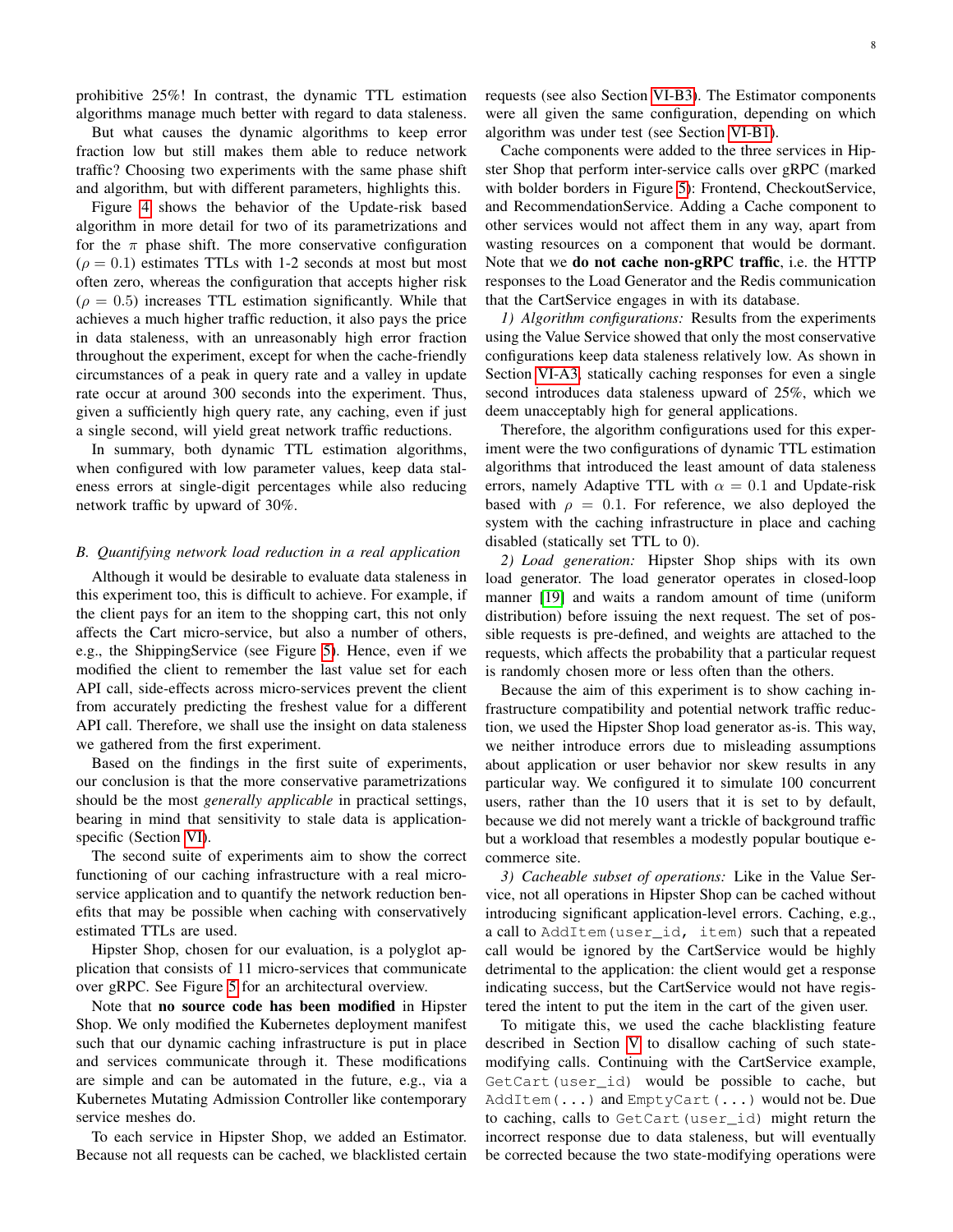prohibitive 25%! In contrast, the dynamic TTL estimation algorithms manage much better with regard to data staleness.

But what causes the dynamic algorithms to keep error fraction low but still makes them able to reduce network traffic? Choosing two experiments with the same phase shift and algorithm, but with different parameters, highlights this.

Figure 4 shows the behavior of the Update-risk based algorithm in more detail for two of its parametrizations and for the $\pi$ phase shift. The more conservative configuration ($\rho = 0.1$) estimates TTLs with 1-2 seconds at most but most often zero, whereas the configuration that accepts higher risk ($\rho = 0.5$) increases TTL estimation significantly. While that achieves a much higher traffic reduction, it also pays the price in data staleness, with an unreasonably high error fraction throughout the experiment, except for when the cache-friendly circumstances of a peak in query rate and a valley in update rate occur at around 300 seconds into the experiment. Thus, given a sufficiently high query rate, any caching, even if just a single second, will yield great network traffic reductions.

In summary, both dynamic TTL estimation algorithms, when configured with low parameter values, keep data staleness errors at single-digit percentages while also reducing network traffic by upward of 30%.

## B. Quantifying network load reduction in a real application

Although it would be desirable to evaluate data staleness in this experiment too, this is difficult to achieve. For example, if the client pays for an item to the shopping cart, this not only affects the Cart micro-service, but also a number of others, e.g., the ShippingService (see Figure 5). Hence, even if we modified the client to remember the last value set for each API call, side-effects across micro-services prevent the client from accurately predicting the freshest value for a different API call. Therefore, we shall use the insight on data staleness we gathered from the first experiment.

Based on the findings in the first suite of experiments, our conclusion is that the more conservative parametrizations should be the most *generally applicable* in practical settings, bearing in mind that sensitivity to stale data is application-specific (Section VI).

The second suite of experiments aim to show the correct functioning of our caching infrastructure with a real micro-service application and to quantify the network reduction benefits that may be possible when caching with conservatively estimated TTLs are used.

Hipster Shop, chosen for our evaluation, is a polyglot application that consists of 11 micro-services that communicate over gRPC. See Figure 5 for an architectural overview.

Note that **no source code has been modified** in Hipster Shop. We only modified the Kubernetes deployment manifest such that our dynamic caching infrastructure is put in place and services communicate through it. These modifications are simple and can be automated in the future, e.g., via a Kubernetes Mutating Admission Controller like contemporary service meshes do.

To each service in Hipster Shop, we added an Estimator. Because not all requests can be cached, we blacklisted certain requests (see also Section VI-B3). The Estimator components were all given the same configuration, depending on which algorithm was under test (see Section VI-B1).

Cache components were added to the three services in Hipster Shop that perform inter-service calls over gRPC (marked with bolder borders in Figure 5): Frontend, CheckoutService, and RecommendationService. Adding a Cache component to other services would not affect them in any way, apart from wasting resources on a component that would be dormant. Note that we **do not cache non-gRPC traffic**, i.e. the HTTP responses to the Load Generator and the Redis communication that the CartService engages in with its database.

*1) Algorithm configurations:* Results from the experiments using the Value Service showed that only the most conservative configurations keep data staleness relatively low. As shown in Section VI-A3, statically caching responses for even a single second introduces data staleness upward of 25%, which we deem unacceptably high for general applications.

Therefore, the algorithm configurations used for this experiment were the two configurations of dynamic TTL estimation algorithms that introduced the least amount of data staleness errors, namely Adaptive TTL with $\alpha = 0.1$ and Update-risk based with $\rho = 0.1$. For reference, we also deployed the system with the caching infrastructure in place and caching disabled (statically set TTL to 0).

*2) Load generation:* Hipster Shop ships with its own load generator. The load generator operates in closed-loop manner [19] and waits a random amount of time (uniform distribution) before issuing the next request. The set of possible requests is pre-defined, and weights are attached to the requests, which affects the probability that a particular request is randomly chosen more or less often than the others.

Because the aim of this experiment is to show caching infrastructure compatibility and potential network traffic reduction, we used the Hipster Shop load generator as-is. This way, we neither introduce errors due to misleading assumptions about application or user behavior nor skew results in any particular way. We configured it to simulate 100 concurrent users, rather than the 10 users that it is set to by default, because we did not merely want a trickle of background traffic but a workload that resembles a modestly popular boutique e-commerce site.

*3) Cacheable subset of operations:* Like in the Value Service, not all operations in Hipster Shop can be cached without introducing significant application-level errors. Caching, e.g., a call to `AddItem(user_id, item)` such that a repeated call would be ignored by the CartService would be highly detrimental to the application: the client would get a response indicating success, but the CartService would not have registered the intent to put the item in the cart of the given user.

To mitigate this, we used the cache blacklisting feature described in Section V to disallow caching of such state-modifying calls. Continuing with the CartService example, `GetCart(user_id)` would be possible to cache, but `AddItem(...)` and `EmptyCart(...)` would not be. Due to caching, calls to `GetCart(user_id)` might return the incorrect response due to data staleness, but will eventually be corrected because the two state-modifying operations were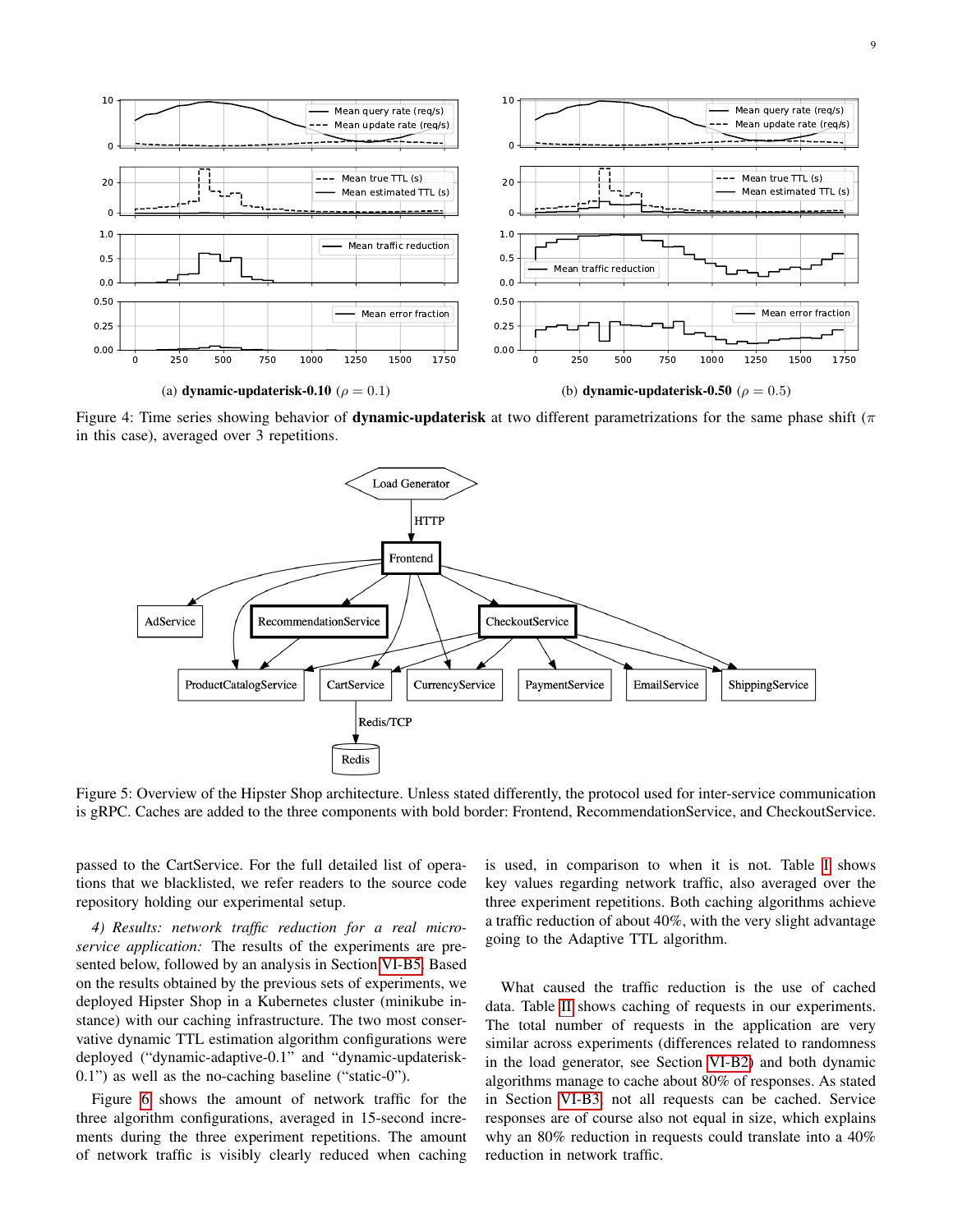(a) **dynamic-updaterisk-0.10** ($\rho = 0.1$)

(b) **dynamic-updaterisk-0.50** ($\rho = 0.5$)

Figure 4: Time series showing behavior of **dynamic-updaterisk** at two different parametrizations for the same phase shift ($\pi$ in this case), averaged over 3 repetitions.

Figure 5: Overview of the Hipster Shop architecture. Unless stated differently, the protocol used for inter-service communication is gRPC. Caches are added to the three components with bold border: Frontend, RecommendationService, and CheckoutService.

passed to the CartService. For the full detailed list of operations that we blacklisted, we refer readers to the source code repository holding our experimental setup.

*4) Results: network traffic reduction for a real microservice application:* The results of the experiments are presented below, followed by an analysis in Section VI-B5. Based on the results obtained by the previous sets of experiments, we deployed Hipster Shop in a Kubernetes cluster (minikube instance) with our caching infrastructure. The two most conservative dynamic TTL estimation algorithm configurations were deployed ("dynamic-adaptive-0.1" and "dynamic-updaterisk-0.1") as well as the no-caching baseline ("static-0").

Figure 6 shows the amount of network traffic for the three algorithm configurations, averaged in 15-second increments during the three experiment repetitions. The amount of network traffic is visibly clearly reduced when caching is used, in comparison to when it is not. Table I shows key values regarding network traffic, also averaged over the three experiment repetitions. Both caching algorithms achieve a traffic reduction of about 40%, with the very slight advantage going to the Adaptive TTL algorithm.

What caused the traffic reduction is the use of cached data. Table II shows caching of requests in our experiments. The total number of requests in the application are very similar across experiments (differences related to randomness in the load generator, see Section VI-B2) and both dynamic algorithms manage to cache about 80% of responses. As stated in Section VI-B3, not all requests can be cached. Service responses are of course also not equal in size, which explains why an 80% reduction in requests could translate into a 40% reduction in network traffic.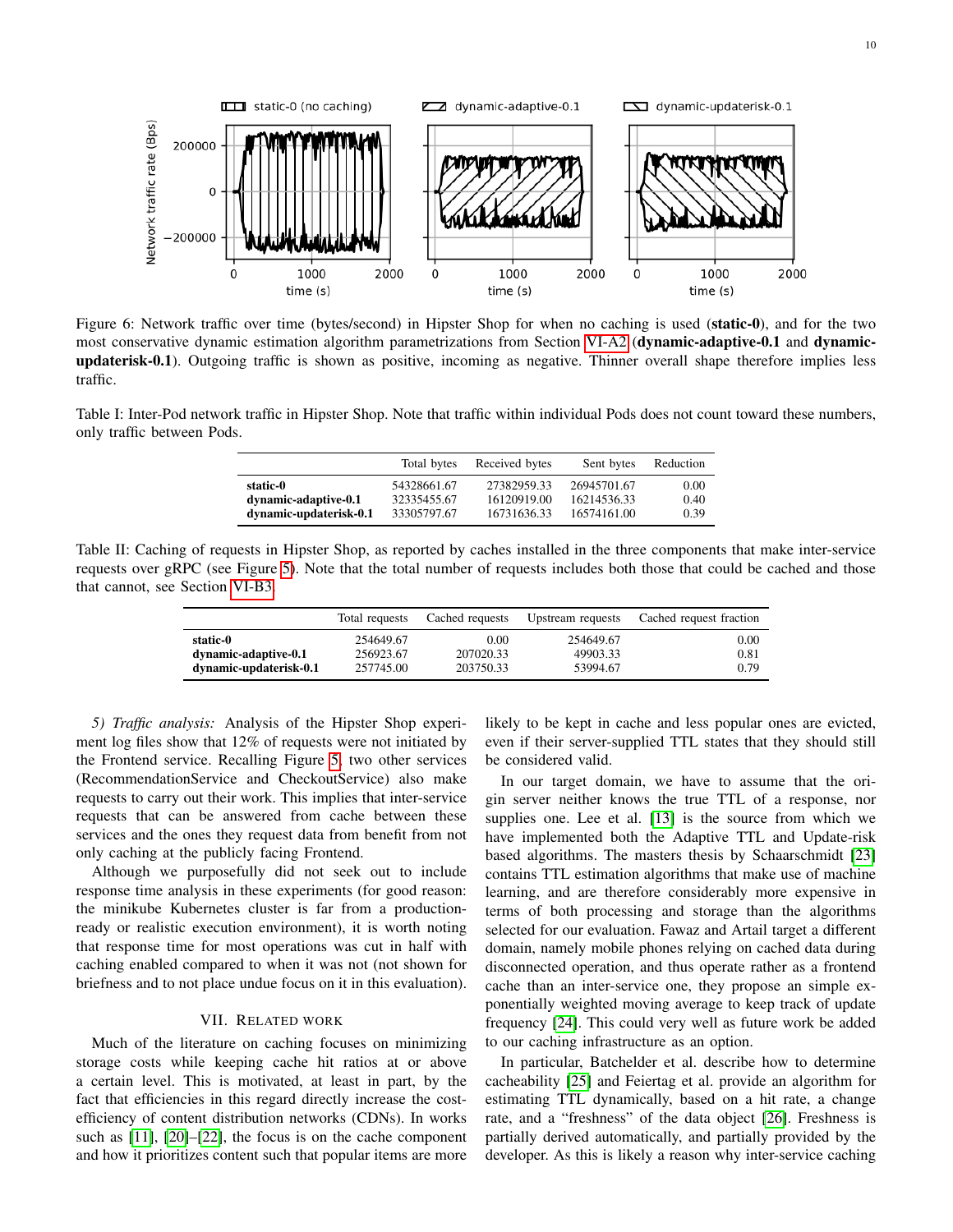Figure 6: Network traffic over time (bytes/second) in Hipster Shop for when no caching is used (**static-0**), and for the two most conservative dynamic estimation algorithm parametrizations from Section VI-A2 (**dynamic-adaptive-0.1** and **dynamic-updaterisk-0.1**). Outgoing traffic is shown as positive, incoming as negative. Thinner overall shape therefore implies less traffic.

Table I: Inter-Pod network traffic in Hipster Shop. Note that traffic within individual Pods does not count toward these numbers, only traffic between Pods.

| | Total bytes | Received bytes | Sent bytes | Reduction |
|---|---|---|---|---|
| **static-0** | 54328661.67 | 27382959.33 | 26945701.67 | 0.00 |
| **dynamic-adaptive-0.1** | 32335455.67 | 16120919.00 | 16214536.33 | 0.40 |
| **dynamic-updaterisk-0.1** | 33305797.67 | 16731636.33 | 16574161.00 | 0.39 |

Table II: Caching of requests in Hipster Shop, as reported by caches installed in the three components that make inter-service requests over gRPC (see Figure 5). Note that the total number of requests includes both those that could be cached and those that cannot, see Section VI-B3.

| | Total requests | Cached requests | Upstream requests | Cached request fraction |
|---|---|---|---|---|
| **static-0** | 254649.67 | 0.00 | 254649.67 | 0.00 |
| **dynamic-adaptive-0.1** | 256923.67 | 207020.33 | 49903.33 | 0.81 |
| **dynamic-updaterisk-0.1** | 257745.00 | 203750.33 | 53994.67 | 0.79 |

*5) Traffic analysis:* Analysis of the Hipster Shop experiment log files show that 12% of requests were not initiated by the Frontend service. Recalling Figure 5, two other services (RecommendationService and CheckoutService) also make requests to carry out their work. This implies that inter-service requests that can be answered from cache between these services and the ones they request data from benefit from not only caching at the publicly facing Frontend.

Although we purposefully did not seek out to include response time analysis in these experiments (for good reason: the minikube Kubernetes cluster is far from a production-ready or realistic execution environment), it is worth noting that response time for most operations was cut in half with caching enabled compared to when it was not (not shown for briefness and to not place undue focus on it in this evaluation).

## VII. Related work

Much of the literature on caching focuses on minimizing storage costs while keeping cache hit ratios at or above a certain level. This is motivated, at least in part, by the fact that efficiencies in this regard directly increase the cost-efficiency of content distribution networks (CDNs). In works such as [11], [20]–[22], the focus is on the cache component and how it prioritizes content such that popular items are more likely to be kept in cache and less popular ones are evicted, even if their server-supplied TTL states that they should still be considered valid.

In our target domain, we have to assume that the origin server neither knows the true TTL of a response, nor supplies one. Lee et al. [13] is the source from which we have implemented both the Adaptive TTL and Update-risk based algorithms. The masters thesis by Schaarschmidt [23] contains TTL estimation algorithms that make use of machine learning, and are therefore considerably more expensive in terms of both processing and storage than the algorithms selected for our evaluation. Fawaz and Artail target a different domain, namely mobile phones relying on cached data during disconnected operation, and thus operate rather as a frontend cache than an inter-service one, they propose an simple exponentially weighted moving average to keep track of update frequency [24]. This could very well as future work be added to our caching infrastructure as an option.

In particular, Batchelder et al. describe how to determine cacheability [25] and Feiertag et al. provide an algorithm for estimating TTL dynamically, based on a hit rate, a change rate, and a "freshness" of the data object [26]. Freshness is partially derived automatically, and partially provided by the developer. As this is likely a reason why inter-service caching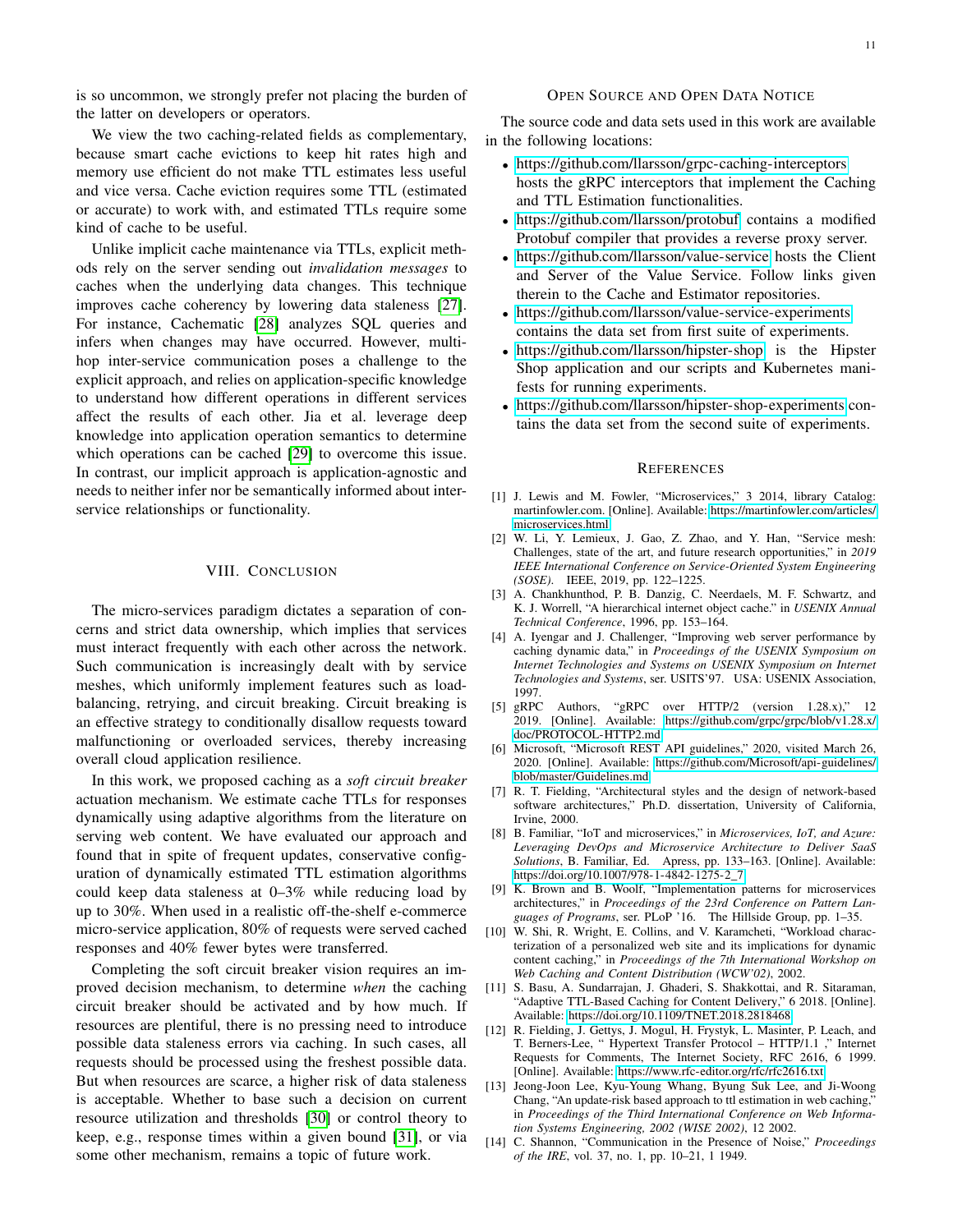is so uncommon, we strongly prefer not placing the burden of the latter on developers or operators.

We view the two caching-related fields as complementary, because smart cache evictions to keep hit rates high and memory use efficient do not make TTL estimates less useful and vice versa. Cache eviction requires some TTL (estimated or accurate) to work with, and estimated TTLs require some kind of cache to be useful.

Unlike implicit cache maintenance via TTLs, explicit methods rely on the server sending out *invalidation messages* to caches when the underlying data changes. This technique improves cache coherency by lowering data staleness [27]. For instance, Cachematic [28] analyzes SQL queries and infers when changes may have occurred. However, multi-hop inter-service communication poses a challenge to the explicit approach, and relies on application-specific knowledge to understand how different operations in different services affect the results of each other. Jia et al. leverage deep knowledge into application operation semantics to determine which operations can be cached [29] to overcome this issue. In contrast, our implicit approach is application-agnostic and needs to neither infer nor be semantically informed about inter-service relationships or functionality.

## VIII. Conclusion

The micro-services paradigm dictates a separation of concerns and strict data ownership, which implies that services must interact frequently with each other across the network. Such communication is increasingly dealt with by service meshes, which uniformly implement features such as load-balancing, retrying, and circuit breaking. Circuit breaking is an effective strategy to conditionally disallow requests toward malfunctioning or overloaded services, thereby increasing overall cloud application resilience.

In this work, we proposed caching as a *soft circuit breaker* actuation mechanism. We estimate cache TTLs for responses dynamically using adaptive algorithms from the literature on serving web content. We have evaluated our approach and found that in spite of frequent updates, conservative configuration of dynamically estimated TTL estimation algorithms could keep data staleness at 0–3% while reducing load by up to 30%. When used in a realistic off-the-shelf e-commerce micro-service application, 80% of requests were served cached responses and 40% fewer bytes were transferred.

Completing the soft circuit breaker vision requires an improved decision mechanism, to determine *when* the caching circuit breaker should be activated and by how much. If resources are plentiful, there is no pressing need to introduce possible data staleness errors via caching. In such cases, all requests should be processed using the freshest possible data. But when resources are scarce, a higher risk of data staleness is acceptable. Whether to base such a decision on current resource utilization and thresholds [30] or control theory to keep, e.g., response times within a given bound [31], or via some other mechanism, remains a topic of future work.

## Open Source and Open Data Notice

The source code and data sets used in this work are available in the following locations:

- https://github.com/llarsson/grpc-caching-interceptors hosts the gRPC interceptors that implement the Caching and TTL Estimation functionalities.
- https://github.com/llarsson/protobuf contains a modified Protobuf compiler that provides a reverse proxy server.
- https://github.com/llarsson/value-service hosts the Client and Server of the Value Service. Follow links given therein to the Cache and Estimator repositories.
- https://github.com/llarsson/value-service-experiments contains the data set from first suite of experiments.
- https://github.com/llarsson/hipster-shop is the Hipster Shop application and our scripts and Kubernetes manifests for running experiments.
- https://github.com/llarsson/hipster-shop-experiments contains the data set from the second suite of experiments.

## References

[1] J. Lewis and M. Fowler, "Microservices," 3 2014, library Catalog: martinfowler.com. [Online]. Available: https://martinfowler.com/articles/microservices.html

[2] W. Li, Y. Lemieux, J. Gao, Z. Zhao, and Y. Han, "Service mesh: Challenges, state of the art, and future research opportunities," in *2019 IEEE International Conference on Service-Oriented System Engineering (SOSE)*. IEEE, 2019, pp. 122–1225.

[3] A. Chankhunthod, P. B. Danzig, C. Neerdaels, M. F. Schwartz, and K. J. Worrell, "A hierarchical internet object cache." in *USENIX Annual Technical Conference*, 1996, pp. 153–164.

[4] A. Iyengar and J. Challenger, "Improving web server performance by caching dynamic data," in *Proceedings of the USENIX Symposium on Internet Technologies and Systems on USENIX Symposium on Internet Technologies and Systems*, ser. USITS'97. USA: USENIX Association, 1997.

[5] gRPC Authors, "gRPC over HTTP/2 (version 1.28.x)," 12 2019. [Online]. Available: https://github.com/grpc/grpc/blob/v1.28.x/doc/PROTOCOL-HTTP2.md

[6] Microsoft, "Microsoft REST API guidelines," 2020, visited March 26, 2020. [Online]. Available: https://github.com/Microsoft/api-guidelines/blob/master/Guidelines.md

[7] R. T. Fielding, "Architectural styles and the design of network-based software architectures," Ph.D. dissertation, University of California, Irvine, 2000.

[8] B. Familiar, "IoT and microservices," in *Microservices, IoT, and Azure: Leveraging DevOps and Microservice Architecture to Deliver SaaS Solutions*, B. Familiar, Ed. Apress, pp. 133–163. [Online]. Available: https://doi.org/10.1007/978-1-4842-1275-2_7

[9] K. Brown and B. Woolf, "Implementation patterns for microservices architectures," in *Proceedings of the 23rd Conference on Pattern Languages of Programs*, ser. PLoP '16. The Hillside Group, pp. 1–35.

[10] W. Shi, R. Wright, E. Collins, and V. Karamcheti, "Workload characterization of a personalized web site and its implications for dynamic content caching," in *Proceedings of the 7th International Workshop on Web Caching and Content Distribution (WCW'02)*, 2002.

[11] S. Basu, A. Sundarrajan, J. Ghaderi, S. Shakkottai, and R. Sitaraman, "Adaptive TTL-Based Caching for Content Delivery," 6 2018. [Online]. Available: https://doi.org/10.1109/TNET.2018.2818468

[12] R. Fielding, J. Gettys, J. Mogul, H. Frystyk, L. Masinter, P. Leach, and T. Berners-Lee, " Hypertext Transfer Protocol – HTTP/1.1 ," Internet Requests for Comments, The Internet Society, RFC 2616, 6 1999. [Online]. Available: https://www.rfc-editor.org/rfc/rfc2616.txt

[13] Jeong-Joon Lee, Kyu-Young Whang, Byung Suk Lee, and Ji-Woong Chang, "An update-risk based approach to ttl estimation in web caching," in *Proceedings of the Third International Conference on Web Information Systems Engineering, 2002 (WISE 2002)*, 12 2002.

[14] C. Shannon, "Communication in the Presence of Noise," *Proceedings of the IRE*, vol. 37, no. 1, pp. 10–21, 1 1949.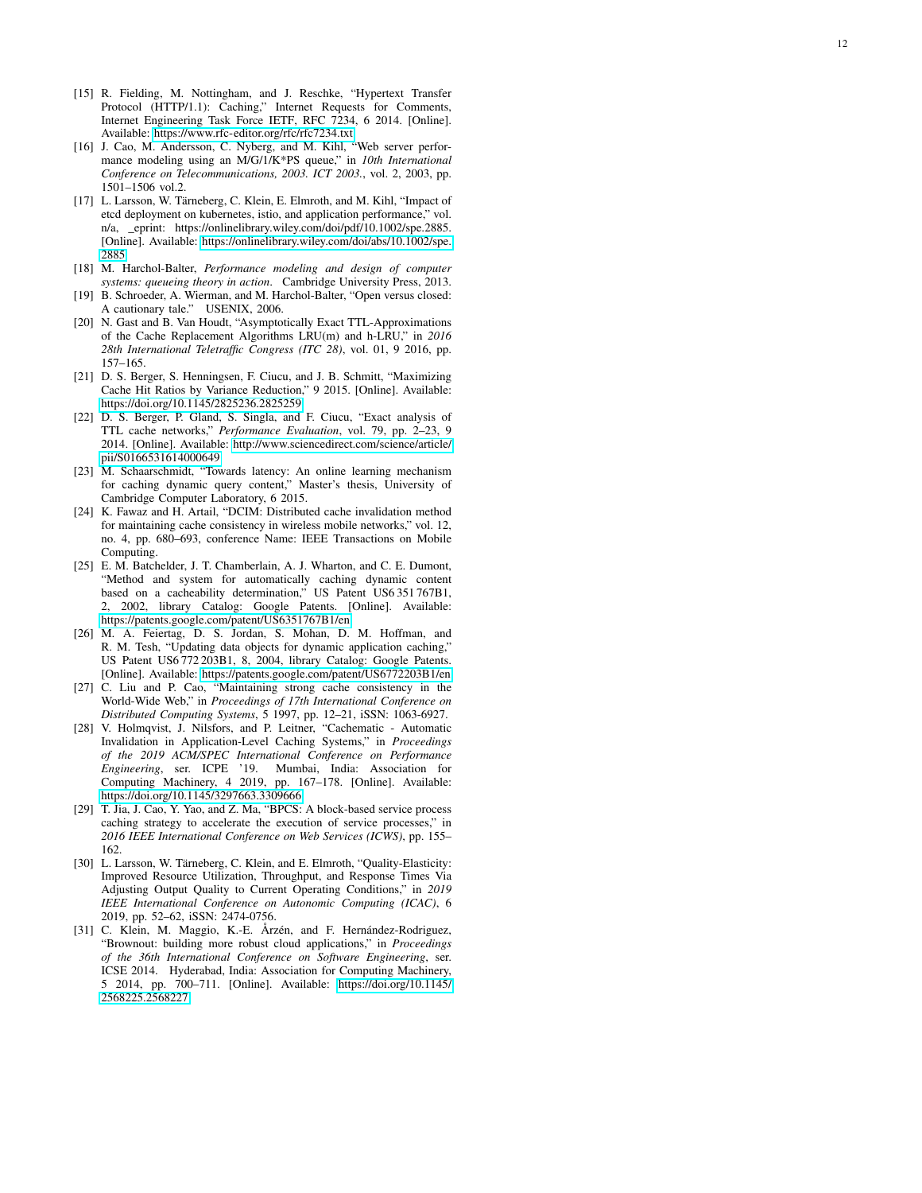[15] R. Fielding, M. Nottingham, and J. Reschke, "Hypertext Transfer Protocol (HTTP/1.1): Caching," Internet Requests for Comments, Internet Engineering Task Force IETF, RFC 7234, 6 2014. [Online]. Available: https://www.rfc-editor.org/rfc/rfc7234.txt

[16] J. Cao, M. Andersson, C. Nyberg, and M. Kihl, "Web server performance modeling using an M/G/1/K*PS queue," in *10th International Conference on Telecommunications, 2003. ICT 2003.*, vol. 2, 2003, pp. 1501–1506 vol.2.

[17] L. Larsson, W. Tärneberg, C. Klein, E. Elmroth, and M. Kihl, "Impact of etcd deployment on kubernetes, istio, and application performance," vol. n/a, _eprint: https://onlinelibrary.wiley.com/doi/pdf/10.1002/spe.2885. [Online]. Available: https://onlinelibrary.wiley.com/doi/abs/10.1002/spe.2885

[18] M. Harchol-Balter, *Performance modeling and design of computer systems: queueing theory in action*. Cambridge University Press, 2013.

[19] B. Schroeder, A. Wierman, and M. Harchol-Balter, "Open versus closed: A cautionary tale." USENIX, 2006.

[20] N. Gast and B. Van Houdt, "Asymptotically Exact TTL-Approximations of the Cache Replacement Algorithms LRU(m) and h-LRU," in *2016 28th International Teletraffic Congress (ITC 28)*, vol. 01, 9 2016, pp. 157–165.

[21] D. S. Berger, S. Henningsen, F. Ciucu, and J. B. Schmitt, "Maximizing Cache Hit Ratios by Variance Reduction," 9 2015. [Online]. Available: https://doi.org/10.1145/2825236.2825259

[22] D. S. Berger, P. Gland, S. Singla, and F. Ciucu, "Exact analysis of TTL cache networks," *Performance Evaluation*, vol. 79, pp. 2–23, 9 2014. [Online]. Available: http://www.sciencedirect.com/science/article/pii/S0166531614000649

[23] M. Schaarschmidt, "Towards latency: An online learning mechanism for caching dynamic query content," Master's thesis, University of Cambridge Computer Laboratory, 6 2015.

[24] K. Fawaz and H. Artail, "DCIM: Distributed cache invalidation method for maintaining cache consistency in wireless mobile networks," vol. 12, no. 4, pp. 680–693, conference Name: IEEE Transactions on Mobile Computing.

[25] E. M. Batchelder, J. T. Chamberlain, A. J. Wharton, and C. E. Dumont, "Method and system for automatically caching dynamic content based on a cacheability determination," US Patent US6 351 767B1, 2, 2002, library Catalog: Google Patents. [Online]. Available: https://patents.google.com/patent/US6351767B1/en

[26] M. A. Feiertag, D. S. Jordan, S. Mohan, D. M. Hoffman, and R. M. Tesh, "Updating data objects for dynamic application caching," US Patent US6 772 203B1, 8, 2004, library Catalog: Google Patents. [Online]. Available: https://patents.google.com/patent/US6772203B1/en

[27] C. Liu and P. Cao, "Maintaining strong cache consistency in the World-Wide Web," in *Proceedings of 17th International Conference on Distributed Computing Systems*, 5 1997, pp. 12–21, iSSN: 1063-6927.

[28] V. Holmqvist, J. Nilsfors, and P. Leitner, "Cachematic - Automatic Invalidation in Application-Level Caching Systems," in *Proceedings of the 2019 ACM/SPEC International Conference on Performance Engineering*, ser. ICPE '19. Mumbai, India: Association for Computing Machinery, 4 2019, pp. 167–178. [Online]. Available: https://doi.org/10.1145/3297663.3309666

[29] T. Jia, J. Cao, Y. Yao, and Z. Ma, "BPCS: A block-based service process caching strategy to accelerate the execution of service processes," in *2016 IEEE International Conference on Web Services (ICWS)*, pp. 155–162.

[30] L. Larsson, W. Tärneberg, C. Klein, and E. Elmroth, "Quality-Elasticity: Improved Resource Utilization, Throughput, and Response Times Via Adjusting Output Quality to Current Operating Conditions," in *2019 IEEE International Conference on Autonomic Computing (ICAC)*, 6 2019, pp. 52–62, iSSN: 2474-0756.

[31] C. Klein, M. Maggio, K.-E. Årzén, and F. Hernández-Rodriguez, "Brownout: building more robust cloud applications," in *Proceedings of the 36th International Conference on Software Engineering*, ser. ICSE 2014. Hyderabad, India: Association for Computing Machinery, 5 2014, pp. 700–711. [Online]. Available: https://doi.org/10.1145/2568225.2568227